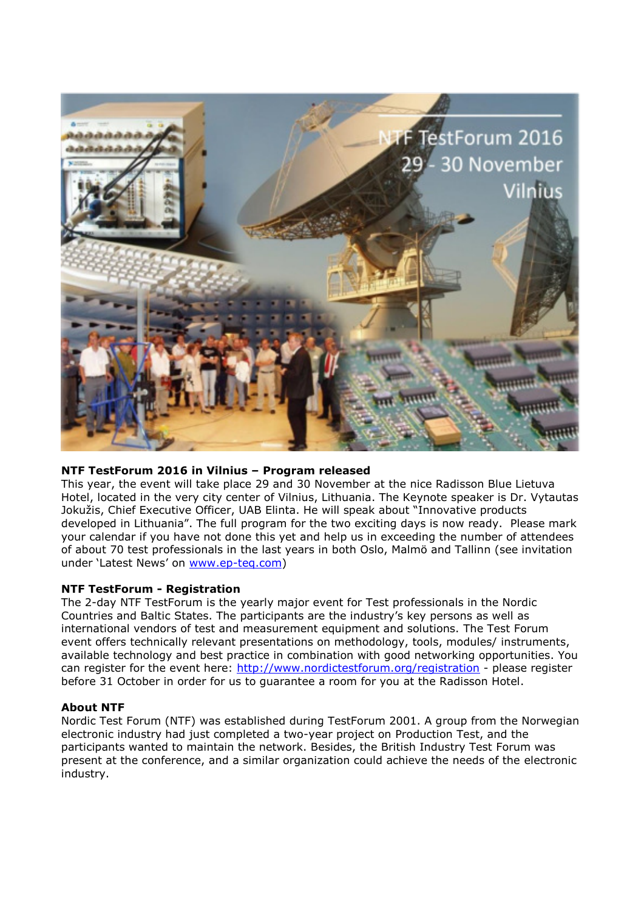**NTF TestForum 2016 in Vilnius – Program released**

This year, the event will take place 29 and 30 November at the nice Radisson Blue Lietuva Hotel, located in the very city center of Vilnius, Lithuania. The Keynote speaker is Dr. Vytautas Jokužis, Chief Executive Officer, UAB Elinta. He will speak about "Innovative products developed in Lithuania". The full program for the two exciting days is now ready. Please mark your calendar if you have not done this yet and help us in exceeding the number of attendees of about 70 test professionals in the last years in both Oslo, Malmö and Tallinn (see invitation under 'Latest News' on [www.ep-teq.com](www.ep-teq.com))

**NTF TestForum - Registration**

The 2-day NTF TestForum is the yearly major event for Test professionals in the Nordic Countries and Baltic States. The participants are the industry's key persons as well as international vendors of test and measurement equipment and solutions. The Test Forum event offers technically relevant presentations on methodology, tools, modules/ instruments, available technology and best practice in combination with good networking opportunities. You can register for the event here: [http://www.nordictestforum.org/registration](http://www.nordictestforum.org/registration) - please register before 31 October in order for us to guarantee a room for you at the Radisson Hotel.

**About NTF**

Nordic Test Forum (NTF) was established during TestForum 2001. A group from the Norwegian electronic industry had just completed a two-year project on Production Test, and the participants wanted to maintain the network. Besides, the British Industry Test Forum was present at the conference, and a similar organization could achieve the needs of the electronic industry.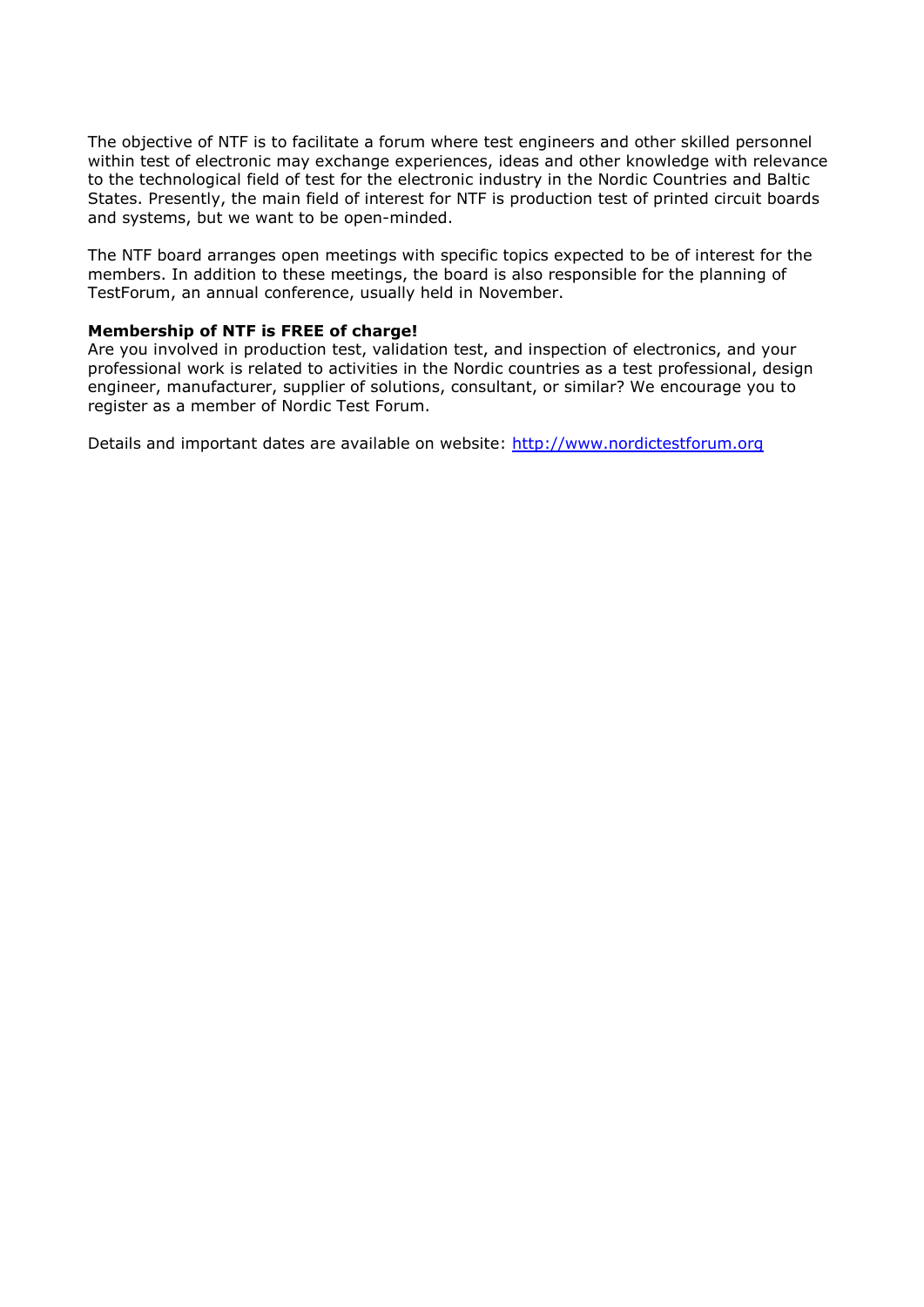The objective of NTF is to facilitate a forum where test engineers and other skilled personnel within test of electronic may exchange experiences, ideas and other knowledge with relevance to the technological field of test for the electronic industry in the Nordic Countries and Baltic States. Presently, the main field of interest for NTF is production test of printed circuit boards and systems, but we want to be open-minded.

The NTF board arranges open meetings with specific topics expected to be of interest for the members. In addition to these meetings, the board is also responsible for the planning of TestForum, an annual conference, usually held in November.

**Membership of NTF is FREE of charge!**
Are you involved in production test, validation test, and inspection of electronics, and your professional work is related to activities in the Nordic countries as a test professional, design engineer, manufacturer, supplier of solutions, consultant, or similar? We encourage you to register as a member of Nordic Test Forum.

Details and important dates are available on website: [http://www.nordictestforum.org](http://www.nordictestforum.org)